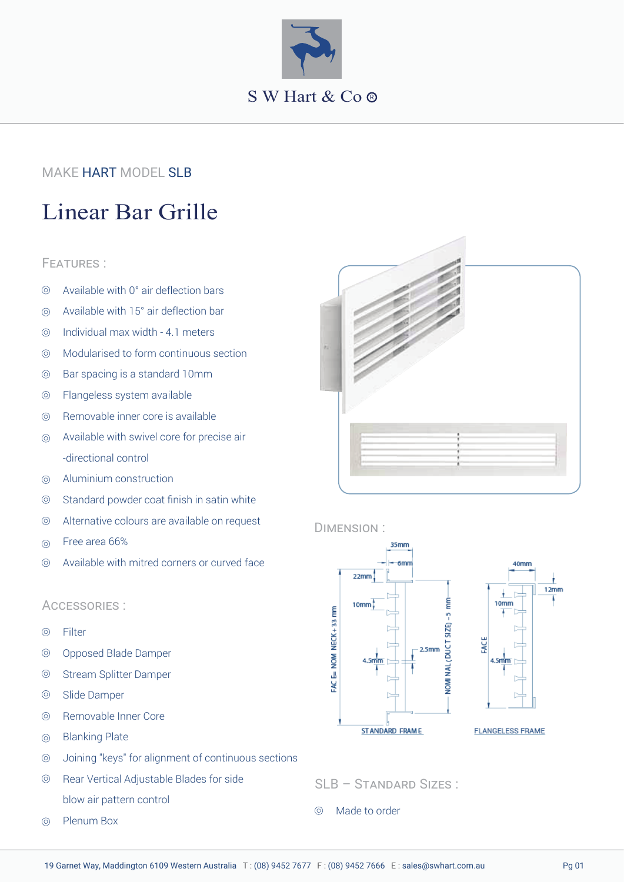S W Hart & Co ®

MAKE HART MODEL SLB

# Linear Bar Grille

## FEATURES :

- Available with 0° air deflection bars
- Available with 15° air deflection bar
- Individual max width - 4.1 meters
- Modularised to form continuous section
- Bar spacing is a standard 10mm
- Flangeless system available
- Removable inner core is available
- Available with swivel core for precise air -directional control
- Aluminium construction
- Standard powder coat finish in satin white
- Alternative colours are available on request
- Free area 66%
- Available with mitred corners or curved face

## ACCESSORIES :

- Filter
- Opposed Blade Damper
- Stream Splitter Damper
- Slide Damper
- Removable Inner Core
- Blanking Plate
- Joining "keys" for alignment of continuous sections
- Rear Vertical Adjustable Blades for side blow air pattern control
- Plenum Box

## DIMENSION :

35mm, 6mm, 22mm, 10mm, 4.5mm, 2.5mm, FACE = NOM NECK + 33 mm, NOMINAL (DUCT SIZE) – 5 mm

STANDARD FRAME

40mm, 12mm, 10mm, 4.5mm, FACE

FLANGELESS FRAME

## SLB – STANDARD SIZES :

- Made to order

19 Garnet Way, Maddington 6109 Western Australia T : (08) 9452 7677 F : (08) 9452 7666 E : sales@swhart.com.au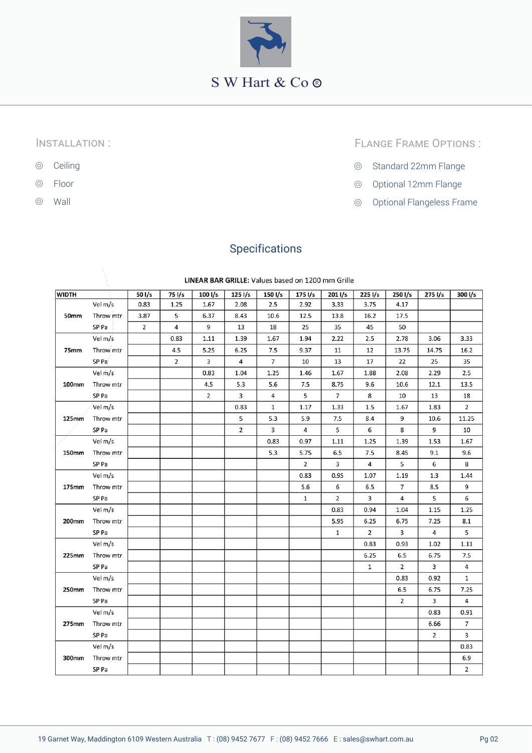S W Hart & Co ®

## Installation :

- Ceiling
- Floor
- Wall

## Flange Frame Options :

- Standard 22mm Flange
- Optional 12mm Flange
- Optional Flangeless Frame

## Specifications

**LINEAR BAR GRILLE:** Values based on 1200 mm Grille

| WIDTH | | 50 l/s | 75 l/s | 100 l/s | 125 l/s | 150 l/s | 175 l/s | 201 l/s | 225 l/s | 250 l/s | 275 l/s | 300 l/s |
|---|---|---|---|---|---|---|---|---|---|---|---|---|
| | Vel m/s | 0.83 | 1.25 | 1.67 | 2.08 | 2.5 | 2.92 | 3.33 | 3.75 | 4.17 | | |
| 50mm | Throw mtr | 3.87 | 5 | 6.37 | 8.43 | 10.6 | 12.5 | 13.8 | 16.2 | 17.5 | | |
| | SP Pa | 2 | 4 | 9 | 13 | 18 | 25 | 35 | 45 | 50 | | |
| | Vel m/s | | 0.83 | 1.11 | 1.39 | 1.67 | 1.94 | 2.22 | 2.5 | 2.78 | 3.06 | 3.33 |
| 75mm | Throw mtr | | 4.5 | 5.25 | 6.25 | 7.5 | 9.37 | 11 | 12 | 13.75 | 14.75 | 16.2 |
| | SP Pa | | 2 | 3 | 4 | 7 | 10 | 13 | 17 | 22 | 25 | 35 |
| | Vel m/s | | | 0.83 | 1.04 | 1.25 | 1.46 | 1.67 | 1.88 | 2.08 | 2.29 | 2.5 |
| 100mm | Throw mtr | | | 4.5 | 5.3 | 5.6 | 7.5 | 8.75 | 9.6 | 10.6 | 12.1 | 13.5 |
| | SP Pa | | | 2 | 3 | 4 | 5 | 7 | 8 | 10 | 13 | 18 |
| | Vel m/s | | | | 0.83 | 1 | 1.17 | 1.33 | 1.5 | 1.67 | 1.83 | 2 |
| 125mm | Throw mtr | | | | 5 | 5.3 | 5.9 | 7.5 | 8.4 | 9 | 10.6 | 11.25 |
| | SP Pa | | | | 2 | 3 | 4 | 5 | 6 | 8 | 9 | 10 |
| | Vel m/s | | | | | 0.83 | 0.97 | 1.11 | 1.25 | 1.39 | 1.53 | 1.67 |
| 150mm | Throw mtr | | | | | 5.3 | 5.75 | 6.5 | 7.5 | 8.45 | 9.1 | 9.6 |
| | SP Pa | | | | | | 2 | 3 | 4 | 5 | 6 | 8 |
| | Vel m/s | | | | | | 0.83 | 0.95 | 1.07 | 1.19 | 1.3 | 1.44 |
| 175mm | Throw mtr | | | | | | 5.6 | 6 | 6.5 | 7 | 8.5 | 9 |
| | SP Pa | | | | | | 1 | 2 | 3 | 4 | 5 | 6 |
| | Vel m/s | | | | | | | 0.83 | 0.94 | 1.04 | 1.15 | 1.25 |
| 200mm | Throw mtr | | | | | | | 5.95 | 6.25 | 6.75 | 7.25 | 8.1 |
| | SP Pa | | | | | | | 1 | 2 | 3 | 4 | 5 |
| | Vel m/s | | | | | | | | 0.83 | 0.93 | 1.02 | 1.11 |
| 225mm | Throw mtr | | | | | | | | 6.25 | 6.5 | 6.75 | 7.5 |
| | SP Pa | | | | | | | | 1 | 2 | 3 | 4 |
| | Vel m/s | | | | | | | | | 0.83 | 0.92 | 1 |
| 250mm | Throw mtr | | | | | | | | | 6.5 | 6.75 | 7.25 |
| | SP Pa | | | | | | | | | 2 | 3 | 4 |
| | Vel m/s | | | | | | | | | | 0.83 | 0.91 |
| 275mm | Throw mtr | | | | | | | | | | 6.66 | 7 |
| | SP Pa | | | | | | | | | | 2 | 3 |
| | Vel m/s | | | | | | | | | | | 0.83 |
| 300mm | Throw mtr | | | | | | | | | | | 6.9 |
| | SP Pa | | | | | | | | | | | 2 |

19 Garnet Way, Maddington 6109 Western Australia T : (08) 9452 7677 F : (08) 9452 7666 E : sales@swhart.com.au